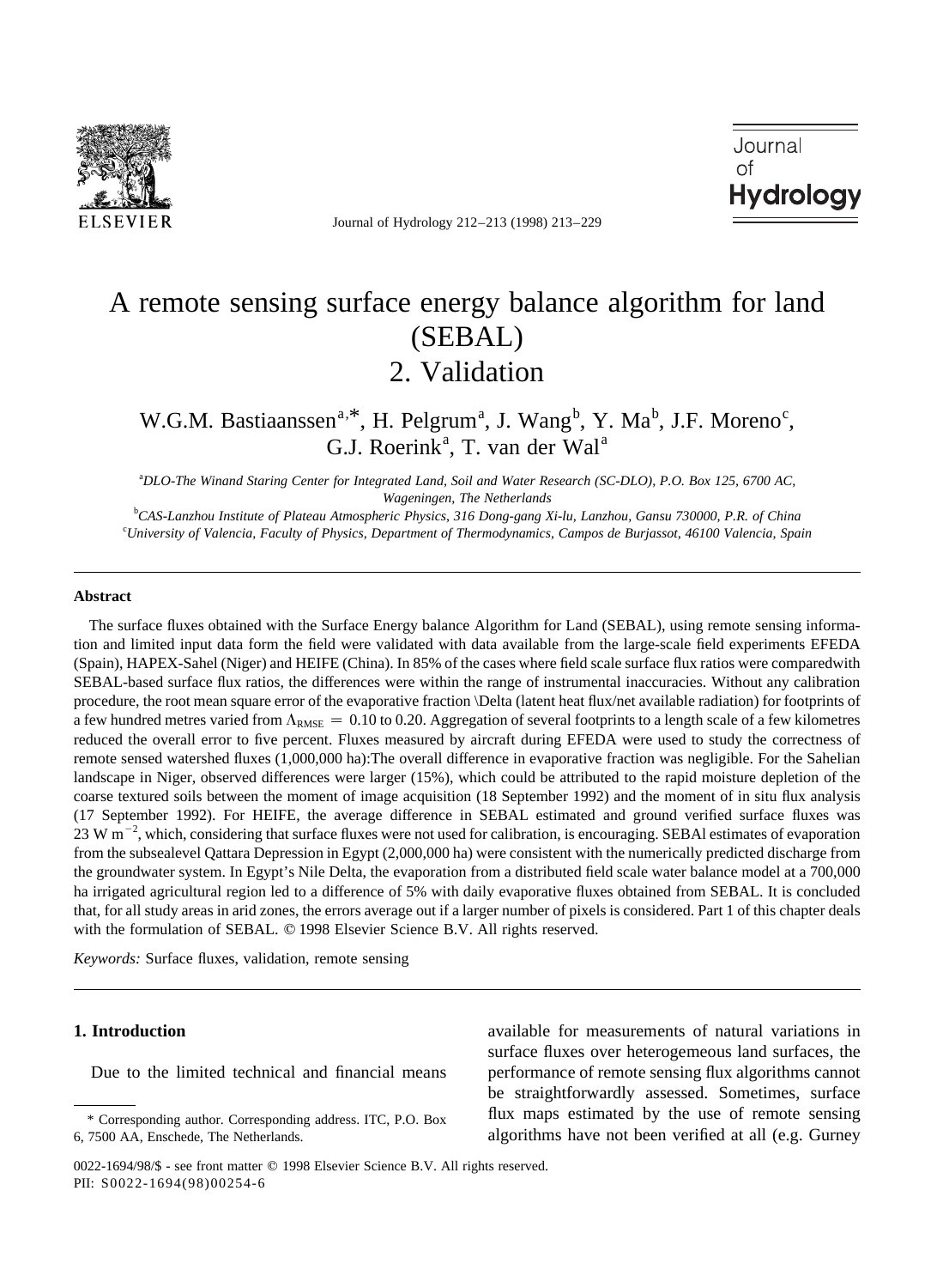# A remote sensing surface energy balance algorithm for land (SEBAL)

## 2. Validation

W.G.M. Bastiaanssen[a,*], H. Pelgrum[a], J. Wang[b], Y. Ma[b], J.F. Moreno[c], G.J. Roerink[a], T. van der Wal[a]

[a] *DLO-The Winand Staring Center for Integrated Land, Soil and Water Research (SC-DLO), P.O. Box 125, 6700 AC, Wageningen, The Netherlands*

[b] *CAS-Lanzhou Institute of Plateau Atmospheric Physics, 316 Dong-gang Xi-lu, Lanzhou, Gansu 730000, P.R. of China*

[c] *University of Valencia, Faculty of Physics, Department of Thermodynamics, Campos de Burjassot, 46100 Valencia, Spain*

### Abstract

The surface fluxes obtained with the Surface Energy balance Algorithm for Land (SEBAL), using remote sensing information and limited input data form the field were validated with data available from the large-scale field experiments EFEDA (Spain), HAPEX-Sahel (Niger) and HEIFE (China). In 85% of the cases where field scale surface flux ratios were comparedwith SEBAL-based surface flux ratios, the differences were within the range of instrumental inaccuracies. Without any calibration procedure, the root mean square error of the evaporative fraction \Delta (latent heat flux/net available radiation) for footprints of a few hundred metres varied from $\Lambda_{RMSE} = 0.10$ to 0.20. Aggregation of several footprints to a length scale of a few kilometres reduced the overall error to five percent. Fluxes measured by aircraft during EFEDA were used to study the correctness of remote sensed watershed fluxes (1,000,000 ha):The overall difference in evaporative fraction was negligible. For the Sahelian landscape in Niger, observed differences were larger (15%), which could be attributed to the rapid moisture depletion of the coarse textured soils between the moment of image acquisition (18 September 1992) and the moment of in situ flux analysis (17 September 1992). For HEIFE, the average difference in SEBAL estimated and ground verified surface fluxes was 23 W $m^{-2}$, which, considering that surface fluxes were not used for calibration, is encouraging. SEBAl estimates of evaporation from the subsealevel Qattara Depression in Egypt (2,000,000 ha) were consistent with the numerically predicted discharge from the groundwater system. In Egypt's Nile Delta, the evaporation from a distributed field scale water balance model at a 700,000 ha irrigated agricultural region led to a difference of 5% with daily evaporative fluxes obtained from SEBAL. It is concluded that, for all study areas in arid zones, the errors average out if a larger number of pixels is considered. Part 1 of this chapter deals with the formulation of SEBAL. © 1998 Elsevier Science B.V. All rights reserved.

*Keywords:* Surface fluxes, validation, remote sensing

### 1. Introduction

Due to the limited technical and financial means available for measurements of natural variations in surface fluxes over heterogemeous land surfaces, the performance of remote sensing flux algorithms cannot be straightforwardly assessed. Sometimes, surface flux maps estimated by the use of remote sensing algorithms have not been verified at all (e.g. Gurney

\* Corresponding author. Corresponding address. ITC, P.O. Box 6, 7500 AA, Enschede, The Netherlands.

0022-1694/98/$ - see front matter © 1998 Elsevier Science B.V. All rights reserved.
PII: S0022-1694(98)00254-6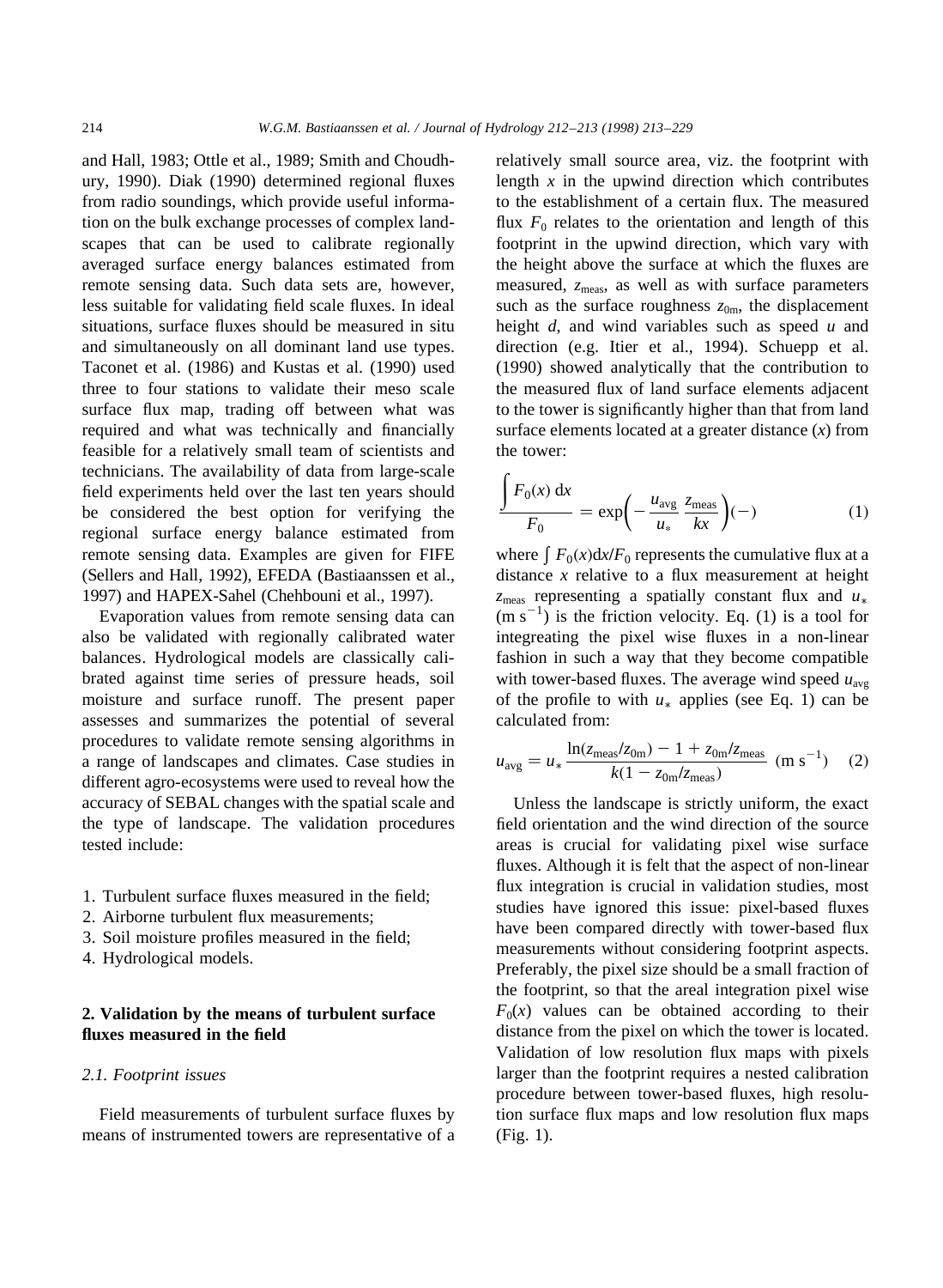and Hall, 1983; Ottle et al., 1989; Smith and Choudhury, 1990). Diak (1990) determined regional fluxes from radio soundings, which provide useful information on the bulk exchange processes of complex landscapes that can be used to calibrate regionally averaged surface energy balances estimated from remote sensing data. Such data sets are, however, less suitable for validating field scale fluxes. In ideal situations, surface fluxes should be measured in situ and simultaneously on all dominant land use types. Taconet et al. (1986) and Kustas et al. (1990) used three to four stations to validate their meso scale surface flux map, trading off between what was required and what was technically and financially feasible for a relatively small team of scientists and technicians. The availability of data from large-scale field experiments held over the last ten years should be considered the best option for verifying the regional surface energy balance estimated from remote sensing data. Examples are given for FIFE (Sellers and Hall, 1992), EFEDA (Bastiaanssen et al., 1997) and HAPEX-Sahel (Chehbouni et al., 1997).

Evaporation values from remote sensing data can also be validated with regionally calibrated water balances. Hydrological models are classically calibrated against time series of pressure heads, soil moisture and surface runoff. The present paper assesses and summarizes the potential of several procedures to validate remote sensing algorithms in a range of landscapes and climates. Case studies in different agro-ecosystems were used to reveal how the accuracy of SEBAL changes with the spatial scale and the type of landscape. The validation procedures tested include:

1. Turbulent surface fluxes measured in the field;
2. Airborne turbulent flux measurements;
3. Soil moisture profiles measured in the field;
4. Hydrological models.

## 2. Validation by the means of turbulent surface fluxes measured in the field

### 2.1. Footprint issues

Field measurements of turbulent surface fluxes by means of instrumented towers are representative of a relatively small source area, viz. the footprint with length $x$ in the upwind direction which contributes to the establishment of a certain flux. The measured flux $F_0$ relates to the orientation and length of this footprint in the upwind direction, which vary with the height above the surface at which the fluxes are measured, $z_{meas}$, as well as with surface parameters such as the surface roughness $z_{0m}$, the displacement height $d$, and wind variables such as speed $u$ and direction (e.g. Itier et al., 1994). Schuepp et al. (1990) showed analytically that the contribution to the measured flux of land surface elements adjacent to the tower is significantly higher than that from land surface elements located at a greater distance ($x$) from the tower:

$$\frac{\int F_0(x)\,\mathrm{d}x}{F_0} = \exp\left(-\frac{u_{avg}}{u_*}\frac{z_{meas}}{kx}\right)(-) \tag{1}$$

where $\int F_0(x)\mathrm{d}x/F_0$ represents the cumulative flux at a distance $x$ relative to a flux measurement at height $z_{meas}$ representing a spatially constant flux and $u_*$ (m s$^{-1}$) is the friction velocity. Eq. (1) is a tool for integreating the pixel wise fluxes in a non-linear fashion in such a way that they become compatible with tower-based fluxes. The average wind speed $u_{avg}$ of the profile to with $u_*$ applies (see Eq. 1) can be calculated from:

$$u_{avg} = u_* \frac{\ln(z_{meas}/z_{0m}) - 1 + z_{0m}/z_{meas}}{k(1 - z_{0m}/z_{meas})}\ (\mathrm{m\ s^{-1}}) \tag{2}$$

Unless the landscape is strictly uniform, the exact field orientation and the wind direction of the source areas is crucial for validating pixel wise surface fluxes. Although it is felt that the aspect of non-linear flux integration is crucial in validation studies, most studies have ignored this issue: pixel-based fluxes have been compared directly with tower-based flux measurements without considering footprint aspects. Preferably, the pixel size should be a small fraction of the footprint, so that the areal integration pixel wise $F_0(x)$ values can be obtained according to their distance from the pixel on which the tower is located. Validation of low resolution flux maps with pixels larger than the footprint requires a nested calibration procedure between tower-based fluxes, high resolution surface flux maps and low resolution flux maps (Fig. 1).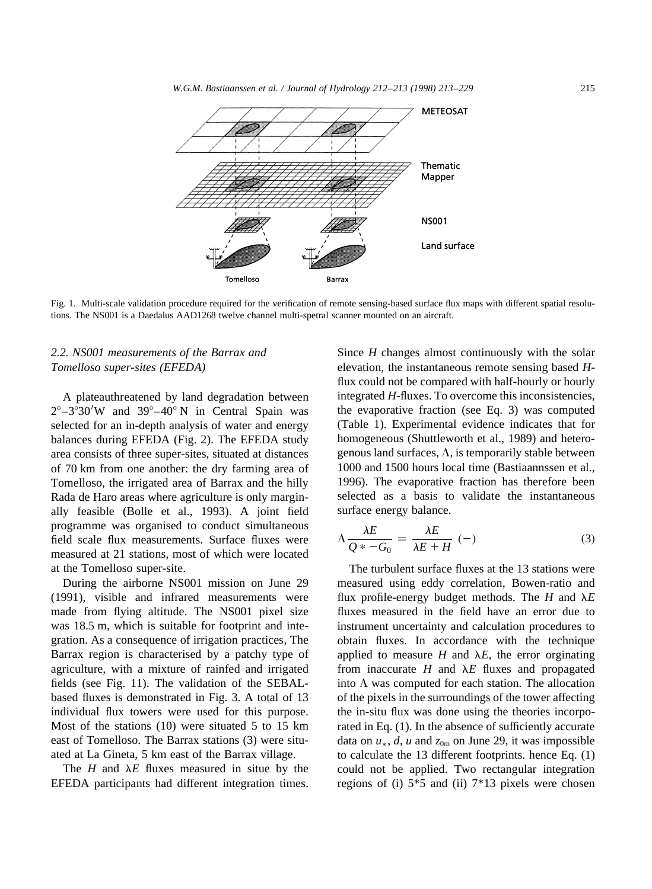METEOSAT

Thematic Mapper

NS001

Land surface

Tomelloso Barrax

Fig. 1. Multi-scale validation procedure required for the verification of remote sensing-based surface flux maps with different spatial resolutions. The NS001 is a Daedalus AAD1268 twelve channel multi-spetral scanner mounted on an aircraft.

### *2.2. NS001 measurements of the Barrax and Tomelloso super-sites (EFEDA)*

A plateauthreatened by land degradation between 2°–3°30′W and 39°–40° N in Central Spain was selected for an in-depth analysis of water and energy balances during EFEDA (Fig. 2). The EFEDA study area consists of three super-sites, situated at distances of 70 km from one another: the dry farming area of Tomelloso, the irrigated area of Barrax and the hilly Rada de Haro areas where agriculture is only marginally feasible (Bolle et al., 1993). A joint field programme was organised to conduct simultaneous field scale flux measurements. Surface fluxes were measured at 21 stations, most of which were located at the Tomelloso super-site.

During the airborne NS001 mission on June 29 (1991), visible and infrared measurements were made from flying altitude. The NS001 pixel size was 18.5 m, which is suitable for footprint and integration. As a consequence of irrigation practices, The Barrax region is characterised by a patchy type of agriculture, with a mixture of rainfed and irrigated fields (see Fig. 11). The validation of the SEBAL-based fluxes is demonstrated in Fig. 3. A total of 13 individual flux towers were used for this purpose. Most of the stations (10) were situated 5 to 15 km east of Tomelloso. The Barrax stations (3) were situated at La Gineta, 5 km east of the Barrax village.

The $H$ and $\lambda E$ fluxes measured in situe by the EFEDA participants had different integration times. Since $H$ changes almost continuously with the solar elevation, the instantaneous remote sensing based $H$-flux could not be compared with half-hourly or hourly integrated $H$-fluxes. To overcome this inconsistencies, the evaporative fraction (see Eq. 3) was computed (Table 1). Experimental evidence indicates that for homogeneous (Shuttleworth et al., 1989) and heterogenous land surfaces, $\Lambda$, is temporarily stable between 1000 and 1500 hours local time (Bastiaannssen et al., 1996). The evaporative fraction has therefore been selected as a basis to validate the instantaneous surface energy balance.

$$\Lambda \frac{\lambda E}{Q*-G_0} = \frac{\lambda E}{\lambda E + H} \; (-) \tag{3}$$

The turbulent surface fluxes at the 13 stations were measured using eddy correlation, Bowen-ratio and flux profile-energy budget methods. The $H$ and $\lambda E$ fluxes measured in the field have an error due to instrument uncertainty and calculation procedures to obtain fluxes. In accordance with the technique applied to measure $H$ and $\lambda E$, the error orginating from inaccurate $H$ and $\lambda E$ fluxes and propagated into $\Lambda$ was computed for each station. The allocation of the pixels in the surroundings of the tower affecting the in-situ flux was done using the theories incorporated in Eq. (1). In the absence of sufficiently accurate data on $u_*$, $d$, $u$ and $z_{0m}$ on June 29, it was impossible to calculate the 13 different footprints. hence Eq. (1) could not be applied. Two rectangular integration regions of (i) 5*5 and (ii) 7*13 pixels were chosen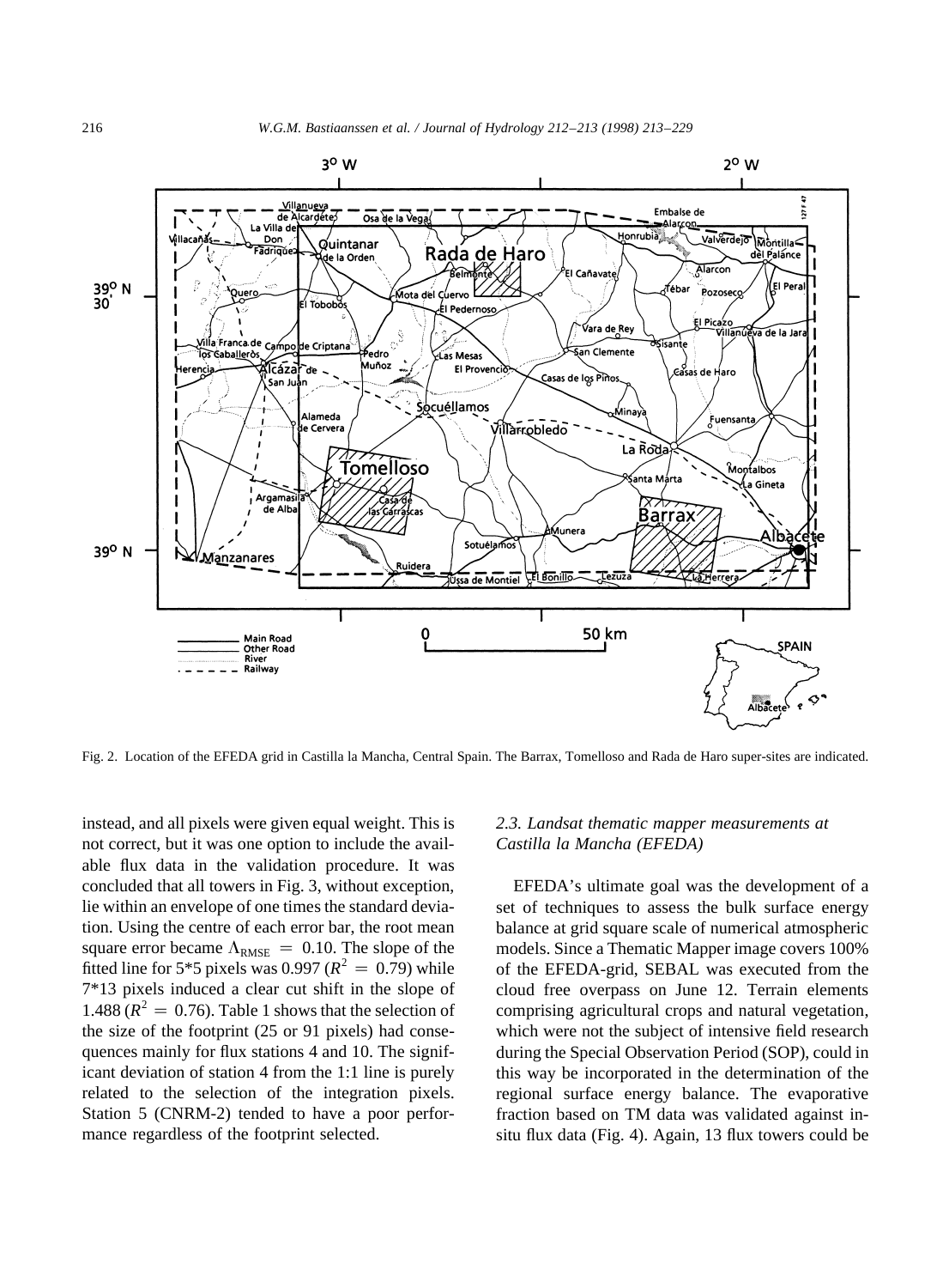Fig. 2. Location of the EFEDA grid in Castilla la Mancha, Central Spain. The Barrax, Tomelloso and Rada de Haro super-sites are indicated.

instead, and all pixels were given equal weight. This is not correct, but it was one option to include the available flux data in the validation procedure. It was concluded that all towers in Fig. 3, without exception, lie within an envelope of one times the standard deviation. Using the centre of each error bar, the root mean square error became $\Lambda_{RMSE} = 0.10$. The slope of the fitted line for 5*5 pixels was 0.997 ($R^2 = 0.79$) while 7*13 pixels induced a clear cut shift in the slope of 1.488 ($R^2 = 0.76$). Table 1 shows that the selection of the size of the footprint (25 or 91 pixels) had consequences mainly for flux stations 4 and 10. The significant deviation of station 4 from the 1:1 line is purely related to the selection of the integration pixels. Station 5 (CNRM-2) tended to have a poor performance regardless of the footprint selected.

### *2.3. Landsat thematic mapper measurements at Castilla la Mancha (EFEDA)*

EFEDA's ultimate goal was the development of a set of techniques to assess the bulk surface energy balance at grid square scale of numerical atmospheric models. Since a Thematic Mapper image covers 100% of the EFEDA-grid, SEBAL was executed from the cloud free overpass on June 12. Terrain elements comprising agricultural crops and natural vegetation, which were not the subject of intensive field research during the Special Observation Period (SOP), could in this way be incorporated in the determination of the regional surface energy balance. The evaporative fraction based on TM data was validated against in-situ flux data (Fig. 4). Again, 13 flux towers could be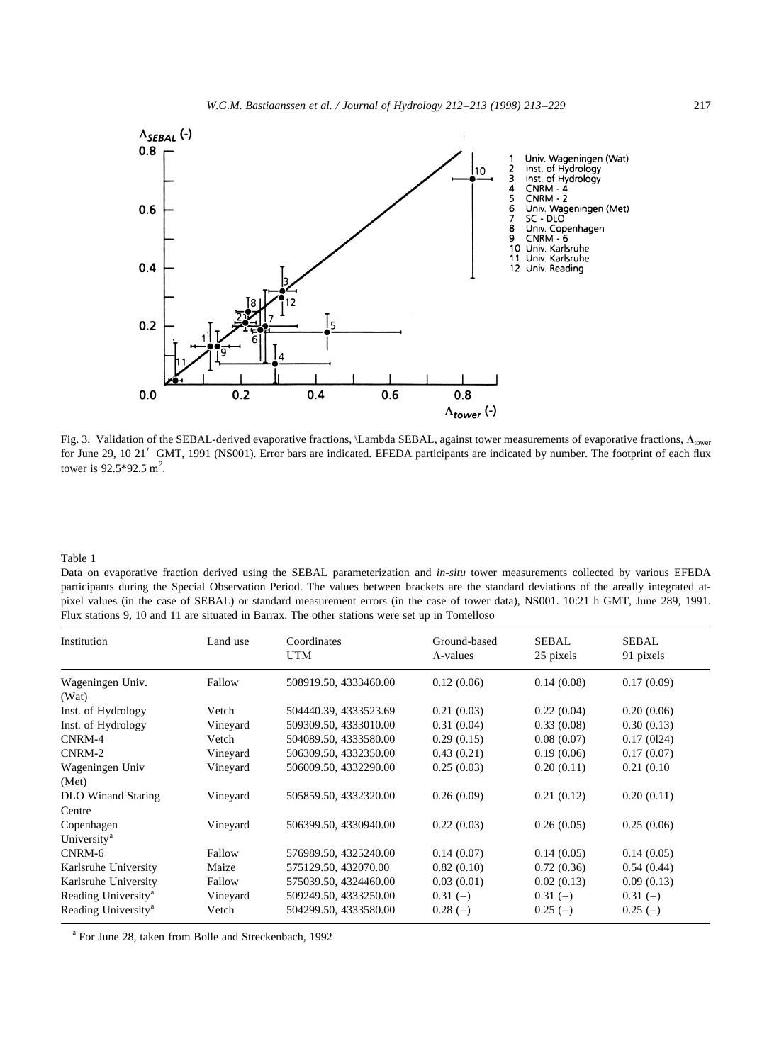Fig. 3. Validation of the SEBAL-derived evaporative fractions, \Lambda SEBAL, against tower measurements of evaporative fractions, $\Lambda_{tower}$ for June 29, 10 21′ GMT, 1991 (NS001). Error bars are indicated. EFEDA participants are indicated by number. The footprint of each flux tower is 92.5*92.5 $m^2$.

Table 1

Data on evaporative fraction derived using the SEBAL parameterization and *in-situ* tower measurements collected by various EFEDA participants during the Special Observation Period. The values between brackets are the standard deviations of the areally integrated at-pixel values (in the case of SEBAL) or standard measurement errors (in the case of tower data), NS001. 10:21 h GMT, June 289, 1991. Flux stations 9, 10 and 11 are situated in Barrax. The other stations were set up in Tomelloso

| Institution | Land use | Coordinates UTM | Ground-based Λ-values | SEBAL 25 pixels | SEBAL 91 pixels |
|---|---|---|---|---|---|
| Wageningen Univ. (Wat) | Fallow | 508919.50, 4333460.00 | 0.12 (0.06) | 0.14 (0.08) | 0.17 (0.09) |
| Inst. of Hydrology | Vetch | 504440.39, 4333523.69 | 0.21 (0.03) | 0.22 (0.04) | 0.20 (0.06) |
| Inst. of Hydrology | Vineyard | 509309.50, 4333010.00 | 0.31 (0.04) | 0.33 (0.08) | 0.30 (0.13) |
| CNRM-4 | Vetch | 504089.50, 4333580.00 | 0.29 (0.15) | 0.08 (0.07) | 0.17 (0l24) |
| CNRM-2 | Vineyard | 506309.50, 4332350.00 | 0.43 (0.21) | 0.19 (0.06) | 0.17 (0.07) |
| Wageningen Univ (Met) | Vineyard | 506009.50, 4332290.00 | 0.25 (0.03) | 0.20 (0.11) | 0.21 (0.10 |
| DLO Winand Staring Centre | Vineyard | 505859.50, 4332320.00 | 0.26 (0.09) | 0.21 (0.12) | 0.20 (0.11) |
| Copenhagen University[a] | Vineyard | 506399.50, 4330940.00 | 0.22 (0.03) | 0.26 (0.05) | 0.25 (0.06) |
| CNRM-6 | Fallow | 576989.50, 4325240.00 | 0.14 (0.07) | 0.14 (0.05) | 0.14 (0.05) |
| Karlsruhe University | Maize | 575129.50, 432070.00 | 0.82 (0.10) | 0.72 (0.36) | 0.54 (0.44) |
| Karlsruhe University | Fallow | 575039.50, 4324460.00 | 0.03 (0.01) | 0.02 (0.13) | 0.09 (0.13) |
| Reading University[a] | Vineyard | 509249.50, 4333250.00 | 0.31 (–) | 0.31 (–) | 0.31 (–) |
| Reading University[a] | Vetch | 504299.50, 4333580.00 | 0.28 (–) | 0.25 (–) | 0.25 (–) |

[a] For June 28, taken from Bolle and Streckenbach, 1992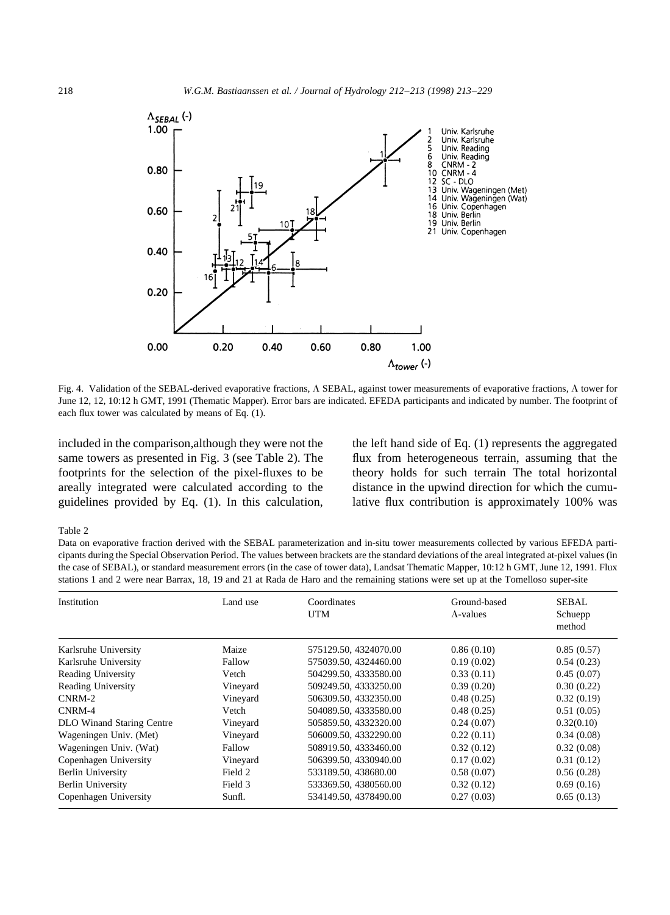Fig. 4. Validation of the SEBAL-derived evaporative fractions, Λ SEBAL, against tower measurements of evaporative fractions, Λ tower for June 12, 12, 10:12 h GMT, 1991 (Thematic Mapper). Error bars are indicated. EFEDA participants and indicated by number. The footprint of each flux tower was calculated by means of Eq. (1).

included in the comparison,although they were not the same towers as presented in Fig. 3 (see Table 2). The footprints for the selection of the pixel-fluxes to be areally integrated were calculated according to the guidelines provided by Eq. (1). In this calculation, the left hand side of Eq. (1) represents the aggregated flux from heterogeneous terrain, assuming that the theory holds for such terrain The total horizontal distance in the upwind direction for which the cumulative flux contribution is approximately 100% was

Table 2

Data on evaporative fraction derived with the SEBAL parameterization and in-situ tower measurements collected by various EFEDA participants during the Special Observation Period. The values between brackets are the standard deviations of the areal integrated at-pixel values (in the case of SEBAL), or standard measurement errors (in the case of tower data), Landsat Thematic Mapper, 10:12 h GMT, June 12, 1991. Flux stations 1 and 2 were near Barrax, 18, 19 and 21 at Rada de Haro and the remaining stations were set up at the Tomelloso super-site

| Institution | Land use | Coordinates UTM | Ground-based Λ-values | SEBAL Schuepp method |
|---|---|---|---|---|
| Karlsruhe University | Maize | 575129.50, 4324070.00 | 0.86 (0.10) | 0.85 (0.57) |
| Karlsruhe University | Fallow | 575039.50, 4324460.00 | 0.19 (0.02) | 0.54 (0.23) |
| Reading University | Vetch | 504299.50, 4333580.00 | 0.33 (0.11) | 0.45 (0.07) |
| Reading University | Vineyard | 509249.50, 4333250.00 | 0.39 (0.20) | 0.30 (0.22) |
| CNRM-2 | Vineyard | 506309.50, 4332350.00 | 0.48 (0.25) | 0.32 (0.19) |
| CNRM-4 | Vetch | 504089.50, 4333580.00 | 0.48 (0.25) | 0.51 (0.05) |
| DLO Winand Staring Centre | Vineyard | 505859.50, 4332320.00 | 0.24 (0.07) | 0.32(0.10) |
| Wageningen Univ. (Met) | Vineyard | 506009.50, 4332290.00 | 0.22 (0.11) | 0.34 (0.08) |
| Wageningen Univ. (Wat) | Fallow | 508919.50, 4333460.00 | 0.32 (0.12) | 0.32 (0.08) |
| Copenhagen University | Vineyard | 506399.50, 4330940.00 | 0.17 (0.02) | 0.31 (0.12) |
| Berlin University | Field 2 | 533189.50, 438680.00 | 0.58 (0.07) | 0.56 (0.28) |
| Berlin University | Field 3 | 533369.50, 4380560.00 | 0.32 (0.12) | 0.69 (0.16) |
| Copenhagen University | Sunfl. | 534149.50, 4378490.00 | 0.27 (0.03) | 0.65 (0.13) |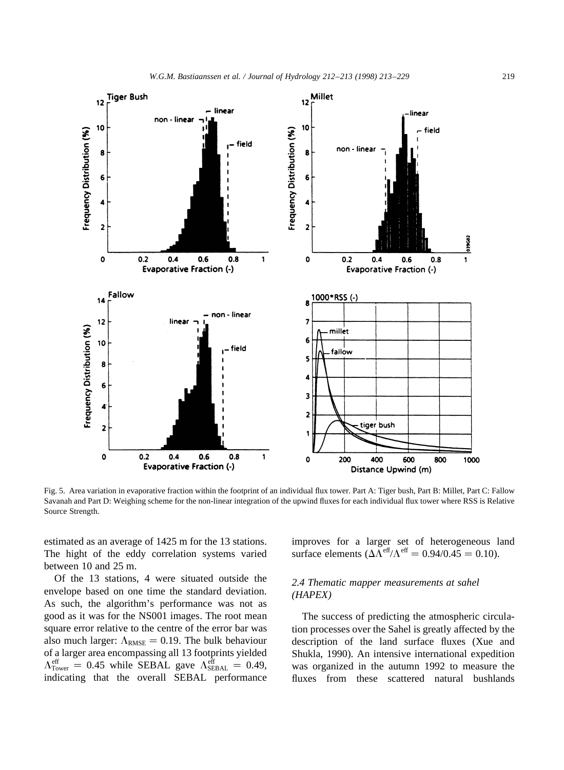Fig. 5. Area variation in evaporative fraction within the footprint of an individual flux tower. Part A: Tiger bush, Part B: Millet, Part C: Fallow Savanah and Part D: Weighing scheme for the non-linear integration of the upwind fluxes for each individual flux tower where RSS is Relative Source Strength.

estimated as an average of 1425 m for the 13 stations. The hight of the eddy correlation systems varied between 10 and 25 m.

Of the 13 stations, 4 were situated outside the envelope based on one time the standard deviation. As such, the algorithm's performance was not as good as it was for the NS001 images. The root mean square error relative to the centre of the error bar was also much larger: $\Lambda_{RMSE} = 0.19$. The bulk behaviour of a larger area encompassing all 13 footprints yielded $\Lambda^{eff}_{Tower} = 0.45$ while SEBAL gave $\Lambda^{eff}_{SEBAL} = 0.49$, indicating that the overall SEBAL performance improves for a larger set of heterogeneous land surface elements ($\Delta\Lambda^{eff}/\Lambda^{eff} = 0.94/0.45 = 0.10$).

### *2.4 Thematic mapper measurements at sahel (HAPEX)*

The success of predicting the atmospheric circulation processes over the Sahel is greatly affected by the description of the land surface fluxes (Xue and Shukla, 1990). An intensive international expedition was organized in the autumn 1992 to measure the fluxes from these scattered natural bushlands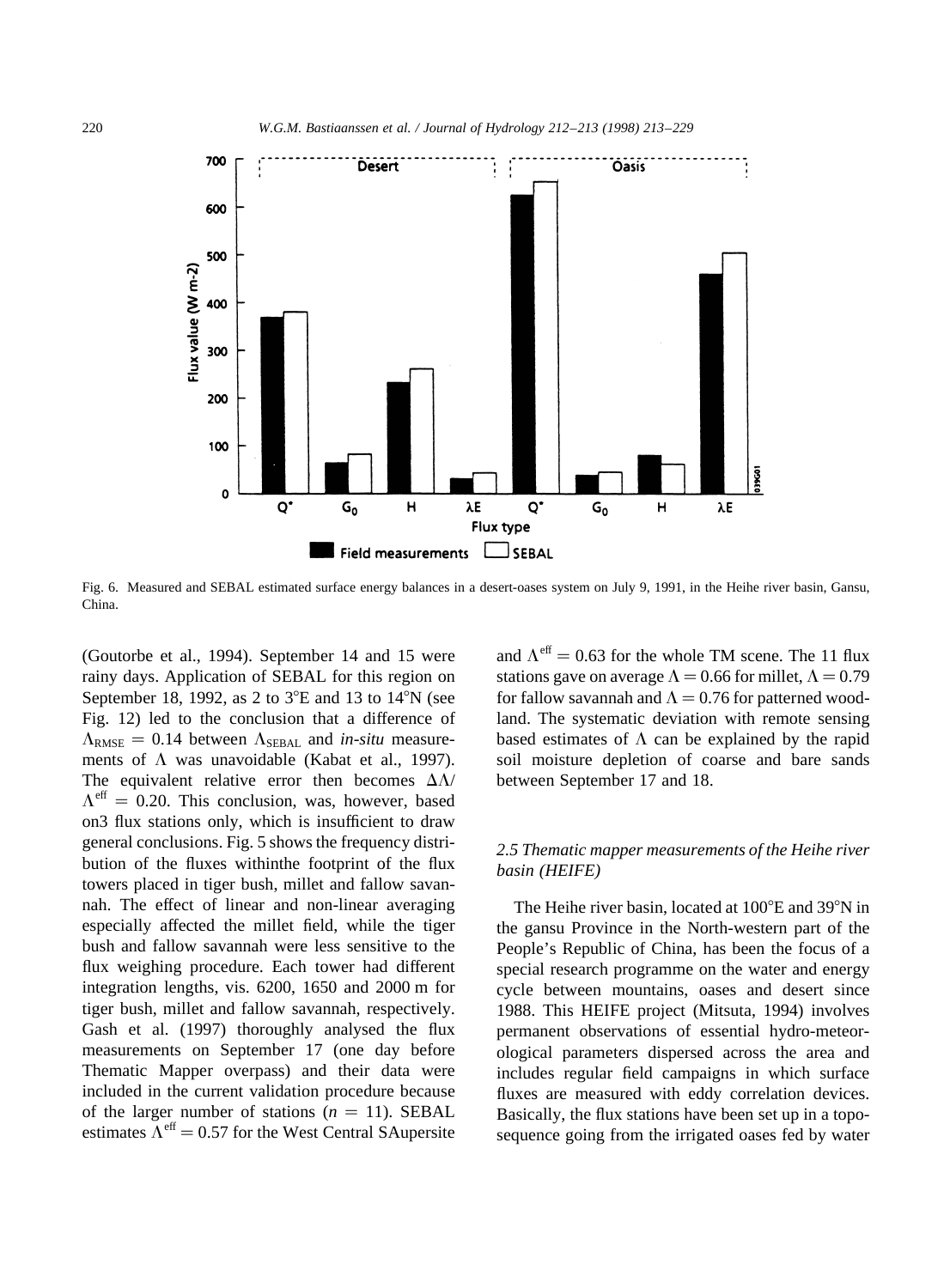Fig. 6. Measured and SEBAL estimated surface energy balances in a desert-oases system on July 9, 1991, in the Heihe river basin, Gansu, China.

(Goutorbe et al., 1994). September 14 and 15 were rainy days. Application of SEBAL for this region on September 18, 1992, as 2 to 3°E and 13 to 14°N (see Fig. 12) led to the conclusion that a difference of $\Lambda_{RMSE} = 0.14$ between $\Lambda_{SEBAL}$ and *in-situ* measurements of $\Lambda$ was unavoidable (Kabat et al., 1997). The equivalent relative error then becomes $\Delta\Lambda/\Lambda^{eff} = 0.20$. This conclusion, was, however, based on3 flux stations only, which is insufficient to draw general conclusions. Fig. 5 shows the frequency distribution of the fluxes withinthe footprint of the flux towers placed in tiger bush, millet and fallow savannah. The effect of linear and non-linear averaging especially affected the millet field, while the tiger bush and fallow savannah were less sensitive to the flux weighing procedure. Each tower had different integration lengths, vis. 6200, 1650 and 2000 m for tiger bush, millet and fallow savannah, respectively. Gash et al. (1997) thoroughly analysed the flux measurements on September 17 (one day before Thematic Mapper overpass) and their data were included in the current validation procedure because of the larger number of stations ($n = 11$). SEBAL estimates $\Lambda^{eff} = 0.57$ for the West Central SAupersite and $\Lambda^{eff} = 0.63$ for the whole TM scene. The 11 flux stations gave on average $\Lambda = 0.66$ for millet, $\Lambda = 0.79$ for fallow savannah and $\Lambda = 0.76$ for patterned woodland. The systematic deviation with remote sensing based estimates of $\Lambda$ can be explained by the rapid soil moisture depletion of coarse and bare sands between September 17 and 18.

### *2.5 Thematic mapper measurements of the Heihe river basin (HEIFE)*

The Heihe river basin, located at 100°E and 39°N in the gansu Province in the North-western part of the People's Republic of China, has been the focus of a special research programme on the water and energy cycle between mountains, oases and desert since 1988. This HEIFE project (Mitsuta, 1994) involves permanent observations of essential hydro-meteorological parameters dispersed across the area and includes regular field campaigns in which surface fluxes are measured with eddy correlation devices. Basically, the flux stations have been set up in a toposequence going from the irrigated oases fed by water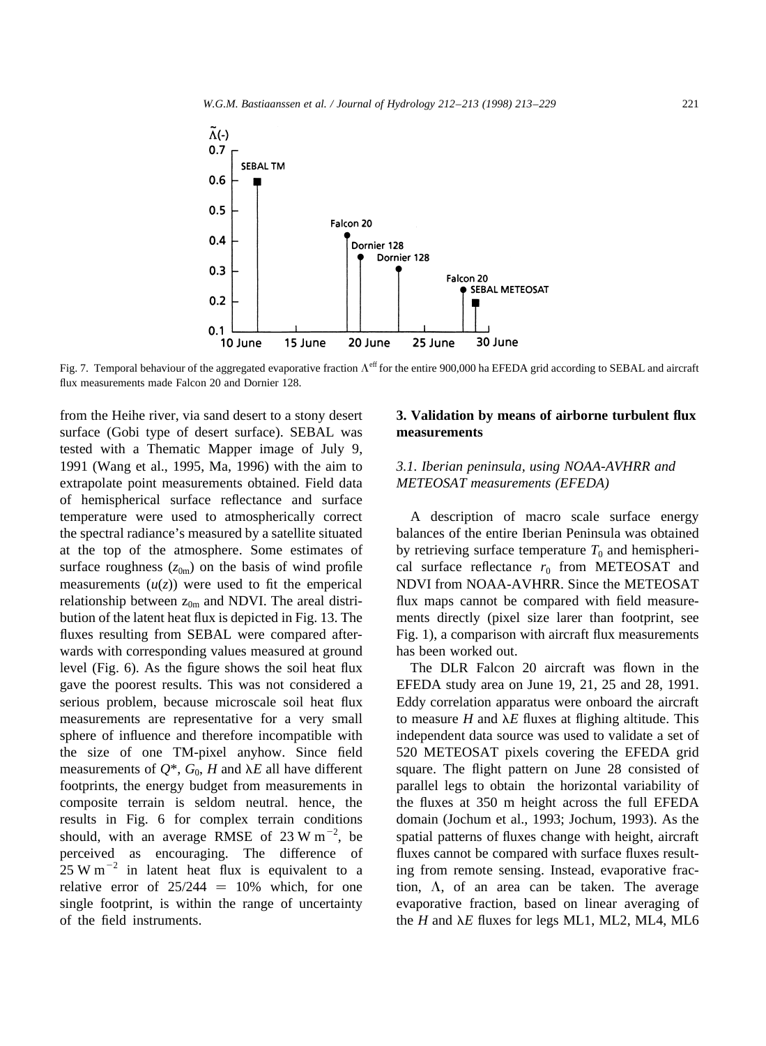Fig. 7. Temporal behaviour of the aggregated evaporative fraction $\Lambda^{eff}$ for the entire 900,000 ha EFEDA grid according to SEBAL and aircraft flux measurements made Falcon 20 and Dornier 128.

from the Heihe river, via sand desert to a stony desert surface (Gobi type of desert surface). SEBAL was tested with a Thematic Mapper image of July 9, 1991 (Wang et al., 1995, Ma, 1996) with the aim to extrapolate point measurements obtained. Field data of hemispherical surface reflectance and surface temperature were used to atmospherically correct the spectral radiance's measured by a satellite situated at the top of the atmosphere. Some estimates of surface roughness ($z_{0m}$) on the basis of wind profile measurements ($u(z)$) were used to fit the emperical relationship between $z_{0m}$ and NDVI. The areal distribution of the latent heat flux is depicted in Fig. 13. The fluxes resulting from SEBAL were compared afterwards with corresponding values measured at ground level (Fig. 6). As the figure shows the soil heat flux gave the poorest results. This was not considered a serious problem, because microscale soil heat flux measurements are representative for a very small sphere of influence and therefore incompatible with the size of one TM-pixel anyhow. Since field measurements of $Q^*$, $G_0$, $H$ and $\lambda E$ all have different footprints, the energy budget from measurements in composite terrain is seldom neutral. hence, the results in Fig. 6 for complex terrain conditions should, with an average RMSE of 23 W m$^{-2}$, be perceived as encouraging. The difference of 25 W m$^{-2}$ in latent heat flux is equivalent to a relative error of $25/244 = 10\%$ which, for one single footprint, is within the range of uncertainty of the field instruments.

## 3. Validation by means of airborne turbulent flux measurements

### *3.1. Iberian peninsula, using NOAA-AVHRR and METEOSAT measurements (EFEDA)*

A description of macro scale surface energy balances of the entire Iberian Peninsula was obtained by retrieving surface temperature $T_0$ and hemispherical surface reflectance $r_0$ from METEOSAT and NDVI from NOAA-AVHRR. Since the METEOSAT flux maps cannot be compared with field measurements directly (pixel size larer than footprint, see Fig. 1), a comparison with aircraft flux measurements has been worked out.

The DLR Falcon 20 aircraft was flown in the EFEDA study area on June 19, 21, 25 and 28, 1991. Eddy correlation apparatus were onboard the aircraft to measure $H$ and $\lambda E$ fluxes at flighing altitude. This independent data source was used to validate a set of 520 METEOSAT pixels covering the EFEDA grid square. The flight pattern on June 28 consisted of parallel legs to obtain the horizontal variability of the fluxes at 350 m height across the full EFEDA domain (Jochum et al., 1993; Jochum, 1993). As the spatial patterns of fluxes change with height, aircraft fluxes cannot be compared with surface fluxes resulting from remote sensing. Instead, evaporative fraction, $\Lambda$, of an area can be taken. The average evaporative fraction, based on linear averaging of the $H$ and $\lambda E$ fluxes for legs ML1, ML2, ML4, ML6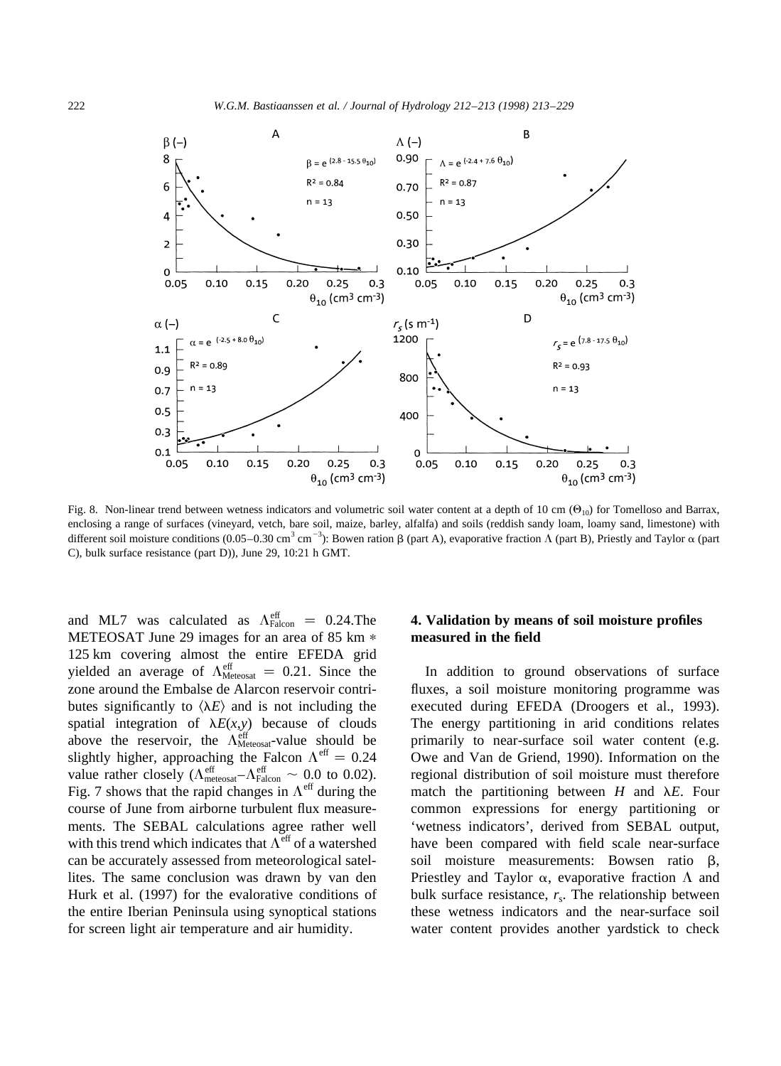Fig. 8. Non-linear trend between wetness indicators and volumetric soil water content at a depth of 10 cm ($\Theta_{10}$) for Tomelloso and Barrax, enclosing a range of surfaces (vineyard, vetch, bare soil, maize, barley, alfalfa) and soils (reddish sandy loam, loamy sand, limestone) with different soil moisture conditions (0.05–0.30 $cm^3\ cm^{-3}$): Bowen ration $\beta$ (part A), evaporative fraction $\Lambda$ (part B), Priestly and Taylor $\alpha$ (part C), bulk surface resistance (part D)), June 29, 10:21 h GMT.

and ML7 was calculated as $\Lambda^{eff}_{Falcon} = 0.24$.The METEOSAT June 29 images for an area of 85 km * 125 km covering almost the entire EFEDA grid yielded an average of $\Lambda^{eff}_{Meteosat} = 0.21$. Since the zone around the Embalse de Alarcon reservoir contributes significantly to $\langle\lambda E\rangle$ and is not including the spatial integration of $\lambda E(x,y)$ because of clouds above the reservoir, the $\Lambda^{eff}_{Meteosat}$-value should be slightly higher, approaching the Falcon $\Lambda^{eff} = 0.24$ value rather closely ($\Lambda^{eff}_{meteosat}$–$\Lambda^{eff}_{Falcon} \sim 0.0$ to 0.02). Fig. 7 shows that the rapid changes in $\Lambda^{eff}$ during the course of June from airborne turbulent flux measurements. The SEBAL calculations agree rather well with this trend which indicates that $\Lambda^{eff}$ of a watershed can be accurately assessed from meteorological satellites. The same conclusion was drawn by van den Hurk et al. (1997) for the evalorative conditions of the entire Iberian Peninsula using synoptical stations for screen light air temperature and air humidity.

## 4. Validation by means of soil moisture profiles measured in the field

In addition to ground observations of surface fluxes, a soil moisture monitoring programme was executed during EFEDA (Droogers et al., 1993). The energy partitioning in arid conditions relates primarily to near-surface soil water content (e.g. Owe and Van de Griend, 1990). Information on the regional distribution of soil moisture must therefore match the partitioning between $H$ and $\lambda E$. Four common expressions for energy partitioning or 'wetness indicators', derived from SEBAL output, have been compared with field scale near-surface soil moisture measurements: Bowsen ratio $\beta$, Priestley and Taylor $\alpha$, evaporative fraction $\Lambda$ and bulk surface resistance, $r_s$. The relationship between these wetness indicators and the near-surface soil water content provides another yardstick to check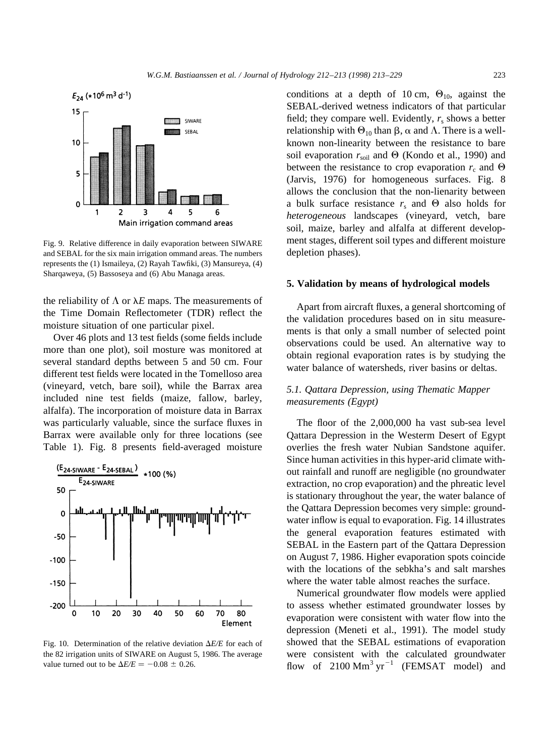Fig. 9. Relative difference in daily evaporation between SIWARE and SEBAL for the six main irrigation ommand areas. The numbers represents the (1) Ismaileya, (2) Rayah Tawfiki, (3) Mansureya, (4) Sharqaweya, (5) Bassoseya and (6) Abu Managa areas.

the reliability of $\Lambda$ or $\lambda E$ maps. The measurements of the Time Domain Reflectometer (TDR) reflect the moisture situation of one particular pixel.

Over 46 plots and 13 test fields (some fields include more than one plot), soil mosture was monitored at several standard depths between 5 and 50 cm. Four different test fields were located in the Tomelloso area (vineyard, vetch, bare soil), while the Barrax area included nine test fields (maize, fallow, barley, alfalfa). The incorporation of moisture data in Barrax was particularly valuable, since the surface fluxes in Barrax were available only for three locations (see Table 1). Fig. 8 presents field-averaged moisture conditions at a depth of 10 cm, $\Theta_{10}$, against the SEBAL-derived wetness indicators of that particular field; they compare well. Evidently, $r_s$ shows a better relationship with $\Theta_{10}$ than $\beta$, $\alpha$ and $\Lambda$. There is a well-known non-linearity between the resistance to bare soil evaporation $r_{soil}$ and $\Theta$ (Kondo et al., 1990) and between the resistance to crop evaporation $r_c$ and $\Theta$ (Jarvis, 1976) for homogeneous surfaces. Fig. 8 allows the conclusion that the non-lienarity between a bulk surface resistance $r_s$ and $\Theta$ also holds for *heterogeneous* landscapes (vineyard, vetch, bare soil, maize, barley and alfalfa at different development stages, different soil types and different moisture depletion phases).

Fig. 10. Determination of the relative deviation $\Delta E/E$ for each of the 82 irrigation units of SIWARE on August 5, 1986. The average value turned out to be $\Delta E/E = -0.08 \pm 0.26$.

## 5. Validation by means of hydrological models

Apart from aircraft fluxes, a general shortcoming of the validation procedures based on in situ measurements is that only a small number of selected point observations could be used. An alternative way to obtain regional evaporation rates is by studying the water balance of watersheds, river basins or deltas.

### *5.1. Qattara Depression, using Thematic Mapper measurements (Egypt)*

The floor of the 2,000,000 ha vast sub-sea level Qattara Depression in the Westerm Desert of Egypt overlies the fresh water Nubian Sandstone aquifer. Since human activities in this hyper-arid climate without rainfall and runoff are negligible (no groundwater extraction, no crop evaporation) and the phreatic level is stationary throughout the year, the water balance of the Qattara Depression becomes very simple: groundwater inflow is equal to evaporation. Fig. 14 illustrates the general evaporation features estimated with SEBAL in the Eastern part of the Qattara Depression on August 7, 1986. Higher evaporation spots coincide with the locations of the sebkha's and salt marshes where the water table almost reaches the surface.

Numerical groundwater flow models were applied to assess whether estimated groundwater losses by evaporation were consistent with water flow into the depression (Meneti et al., 1991). The model study showed that the SEBAL estimations of evaporation were consistent with the calculated groundwater flow of $2100\ \mathrm{Mm}^3\ \mathrm{yr}^{-1}$ (FEMSAT model) and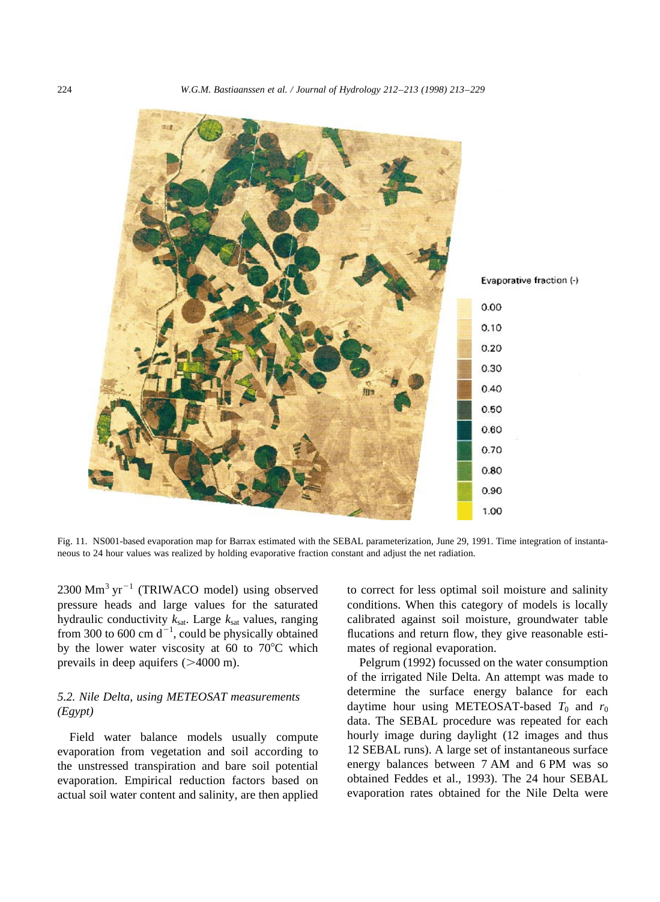Fig. 11. NS001-based evaporation map for Barrax estimated with the SEBAL parameterization, June 29, 1991. Time integration of instantaneous to 24 hour values was realized by holding evaporative fraction constant and adjust the net radiation.

2300 $Mm^3\ yr^{-1}$ (TRIWACO model) using observed pressure heads and large values for the saturated hydraulic conductivity $k_{sat}$. Large $k_{sat}$ values, ranging from 300 to 600 cm $d^{-1}$, could be physically obtained by the lower water viscosity at 60 to 70°C which prevails in deep aquifers (>4000 m).

### 5.2. Nile Delta, using METEOSAT measurements (Egypt)

Field water balance models usually compute evaporation from vegetation and soil according to the unstressed transpiration and bare soil potential evaporation. Empirical reduction factors based on actual soil water content and salinity, are then applied to correct for less optimal soil moisture and salinity conditions. When this category of models is locally calibrated against soil moisture, groundwater table flucations and return flow, they give reasonable estimates of regional evaporation.

Pelgrum (1992) focussed on the water consumption of the irrigated Nile Delta. An attempt was made to determine the surface energy balance for each daytime hour using METEOSAT-based $T_0$ and $r_0$ data. The SEBAL procedure was repeated for each hourly image during daylight (12 images and thus 12 SEBAL runs). A large set of instantaneous surface energy balances between 7 AM and 6 PM was so obtained Feddes et al., 1993). The 24 hour SEBAL evaporation rates obtained for the Nile Delta were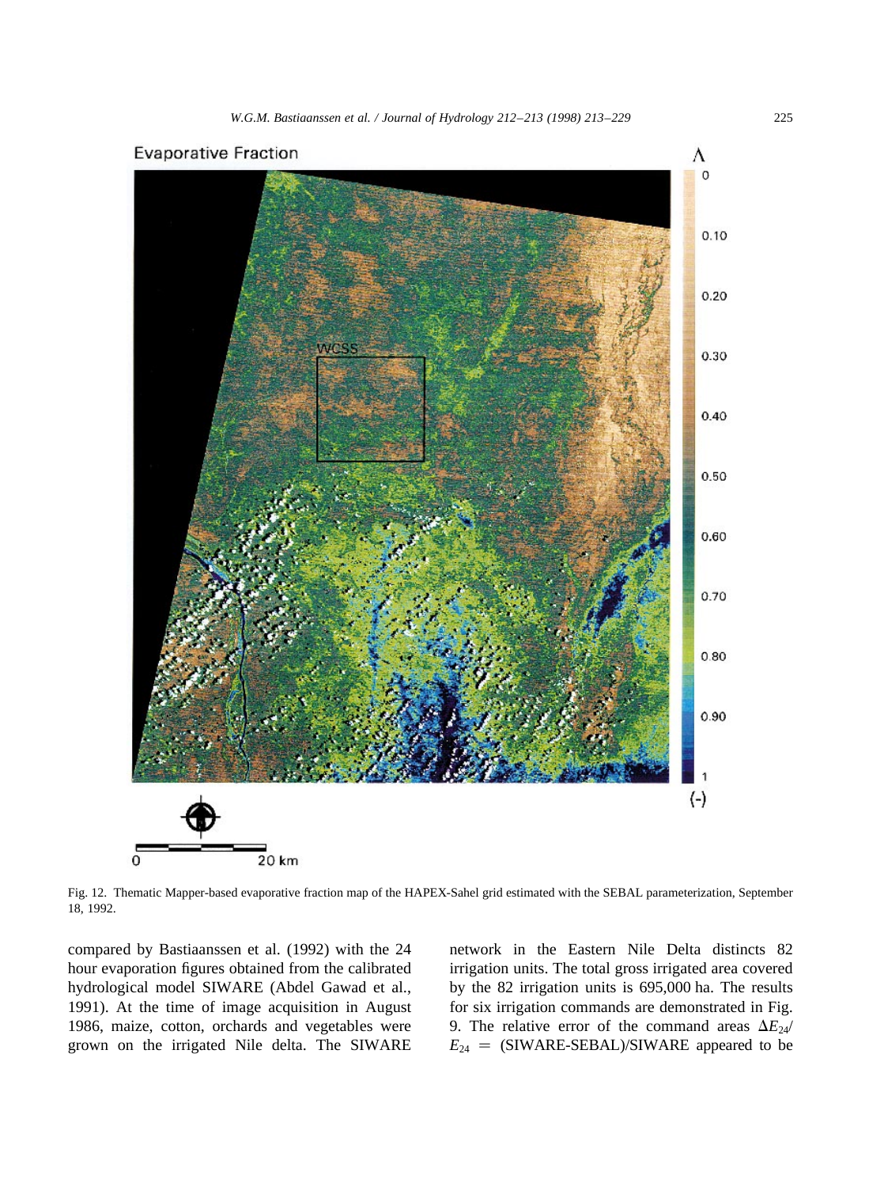Fig. 12. Thematic Mapper-based evaporative fraction map of the HAPEX-Sahel grid estimated with the SEBAL parameterization, September 18, 1992.

compared by Bastiaanssen et al. (1992) with the 24 hour evaporation figures obtained from the calibrated hydrological model SIWARE (Abdel Gawad et al., 1991). At the time of image acquisition in August 1986, maize, cotton, orchards and vegetables were grown on the irrigated Nile delta. The SIWARE network in the Eastern Nile Delta distincts 82 irrigation units. The total gross irrigated area covered by the 82 irrigation units is 695,000 ha. The results for six irrigation commands are demonstrated in Fig. 9. The relative error of the command areas $\Delta E_{24}/E_{24}$ = (SIWARE-SEBAL)/SIWARE appeared to be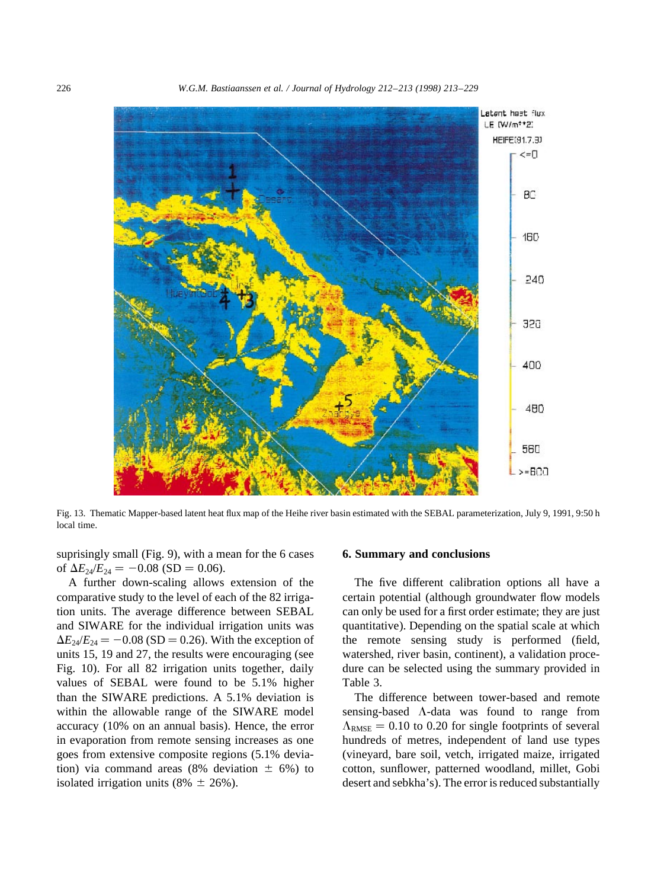Fig. 13. Thematic Mapper-based latent heat flux map of the Heihe river basin estimated with the SEBAL parameterization, July 9, 1991, 9:50 h local time.

suprisingly small (Fig. 9), with a mean for the 6 cases of $\Delta E_{24}/E_{24} = -0.08$ (SD = 0.06).

A further down-scaling allows extension of the comparative study to the level of each of the 82 irrigation units. The average difference between SEBAL and SIWARE for the individual irrigation units was $\Delta E_{24}/E_{24} = -0.08$ (SD = 0.26). With the exception of units 15, 19 and 27, the results were encouraging (see Fig. 10). For all 82 irrigation units together, daily values of SEBAL were found to be 5.1% higher than the SIWARE predictions. A 5.1% deviation is within the allowable range of the SIWARE model accuracy (10% on an annual basis). Hence, the error in evaporation from remote sensing increases as one goes from extensive composite regions (5.1% deviation) via command areas (8% deviation ± 6%) to isolated irrigation units (8% ± 26%).

## 6. Summary and conclusions

The five different calibration options all have a certain potential (although groundwater flow models can only be used for a first order estimate; they are just quantitative). Depending on the spatial scale at which the remote sensing study is performed (field, watershed, river basin, continent), a validation procedure can be selected using the summary provided in Table 3.

The difference between tower-based and remote sensing-based $\Lambda$-data was found to range from $\Lambda_{RMSE} = 0.10$ to 0.20 for single footprints of several hundreds of metres, independent of land use types (vineyard, bare soil, vetch, irrigated maize, irrigated cotton, sunflower, patterned woodland, millet, Gobi desert and sebkha's). The error is reduced substantially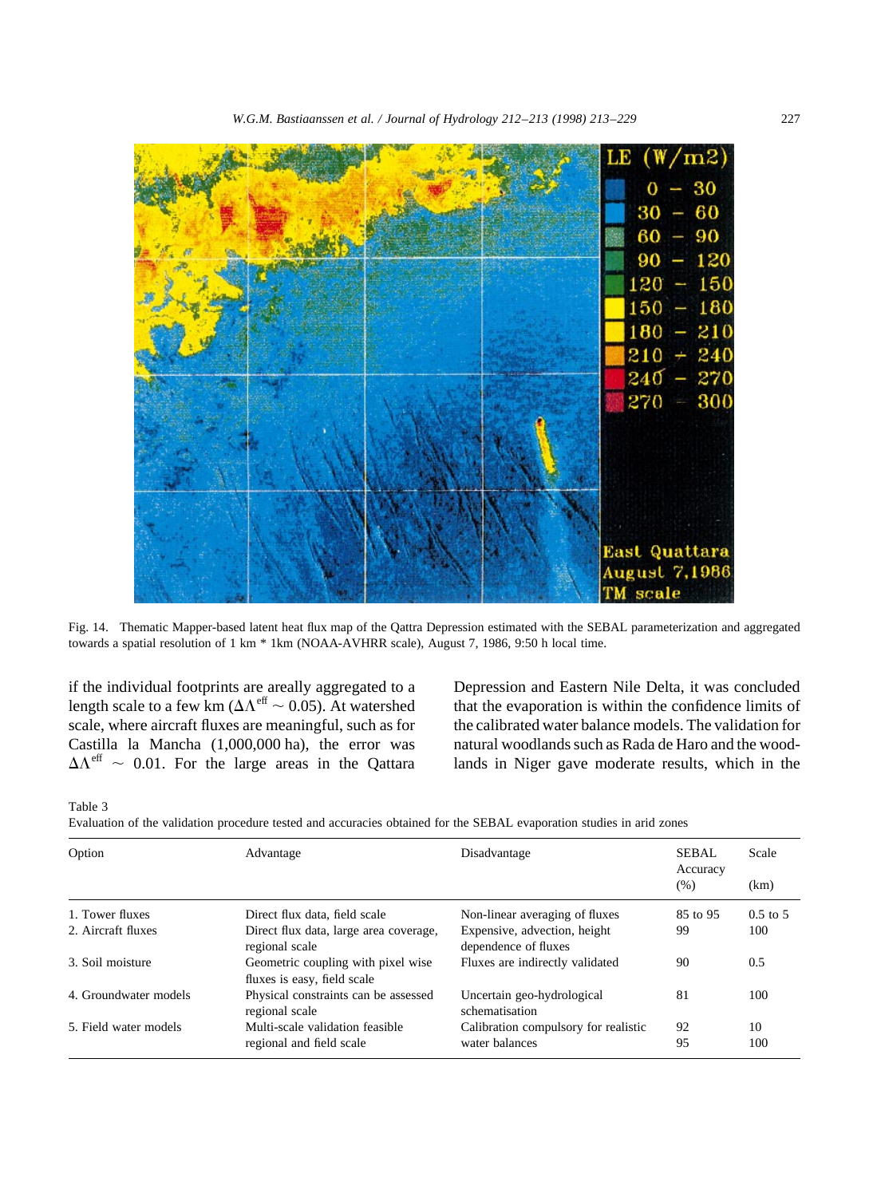Fig. 14. Thematic Mapper-based latent heat flux map of the Qattra Depression estimated with the SEBAL parameterization and aggregated towards a spatial resolution of 1 km * 1km (NOAA-AVHRR scale), August 7, 1986, 9:50 h local time.

if the individual footprints are areally aggregated to a length scale to a few km ($\Delta\Lambda^{\text{eff}} \sim 0.05$). At watershed scale, where aircraft fluxes are meaningful, such as for Castilla la Mancha (1,000,000 ha), the error was $\Delta\Lambda^{\text{eff}} \sim 0.01$. For the large areas in the Qattara Depression and Eastern Nile Delta, it was concluded that the evaporation is within the confidence limits of the calibrated water balance models. The validation for natural woodlands such as Rada de Haro and the woodlands in Niger gave moderate results, which in the

Table 3
Evaluation of the validation procedure tested and accuracies obtained for the SEBAL evaporation studies in arid zones

| Option | Advantage | Disadvantage | SEBAL Accuracy (%) | Scale (km) |
|---|---|---|---|---|
| 1. Tower fluxes | Direct flux data, field scale | Non-linear averaging of fluxes | 85 to 95 | 0.5 to 5 |
| 2. Aircraft fluxes | Direct flux data, large area coverage, regional scale | Expensive, advection, height dependence of fluxes | 99 | 100 |
| 3. Soil moisture | Geometric coupling with pixel wise fluxes is easy, field scale | Fluxes are indirectly validated | 90 | 0.5 |
| 4. Groundwater models | Physical constraints can be assessed regional scale | Uncertain geo-hydrological schematisation | 81 | 100 |
| 5. Field water models | Multi-scale validation feasible regional and field scale | Calibration compulsory for realistic water balances | 92<br>95 | 10<br>100 |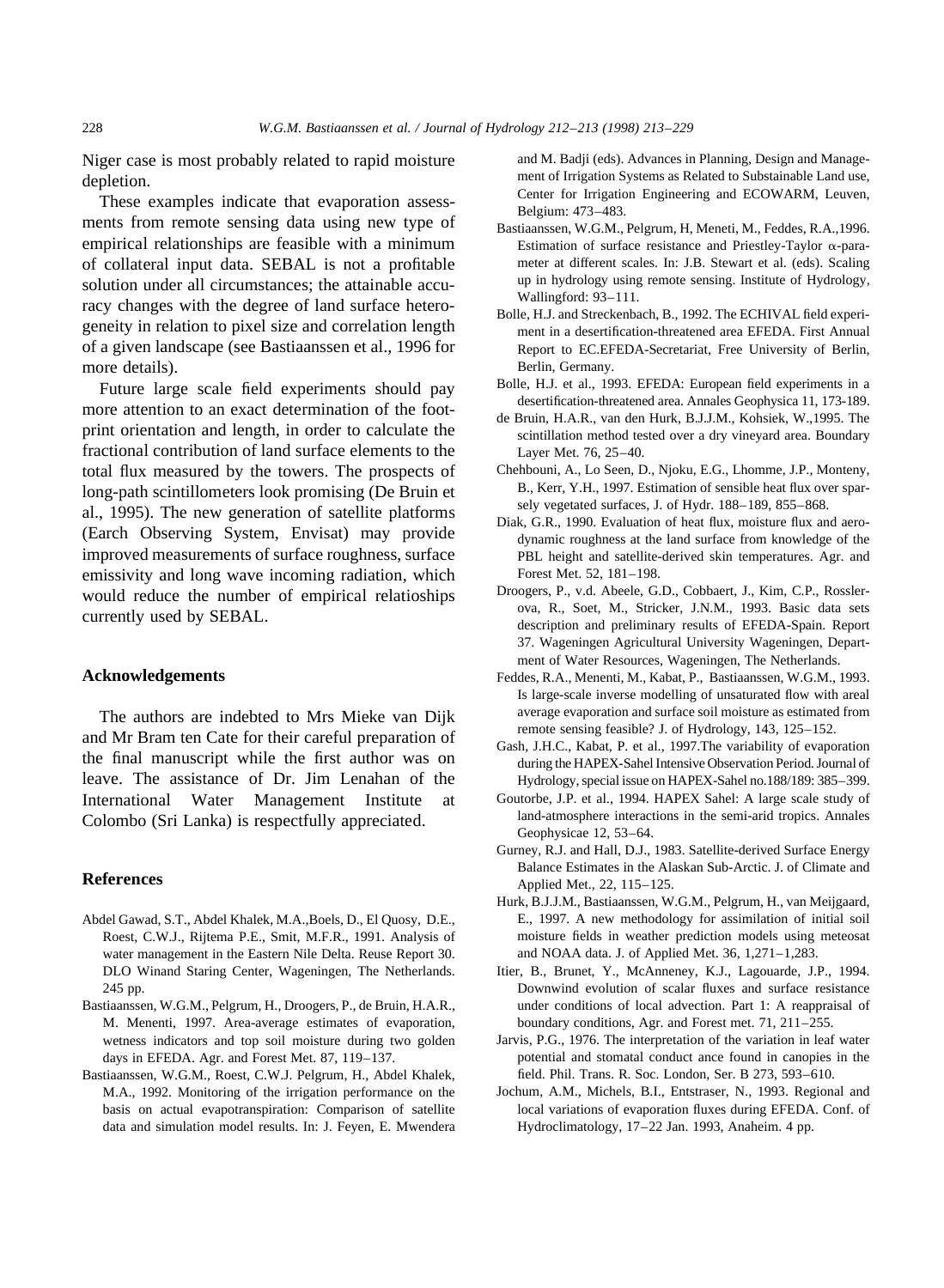Niger case is most probably related to rapid moisture depletion.

These examples indicate that evaporation assessments from remote sensing data using new type of empirical relationships are feasible with a minimum of collateral input data. SEBAL is not a profitable solution under all circumstances; the attainable accuracy changes with the degree of land surface heterogeneity in relation to pixel size and correlation length of a given landscape (see Bastiaanssen et al., 1996 for more details).

Future large scale field experiments should pay more attention to an exact determination of the footprint orientation and length, in order to calculate the fractional contribution of land surface elements to the total flux measured by the towers. The prospects of long-path scintillometers look promising (De Bruin et al., 1995). The new generation of satellite platforms (Earch Observing System, Envisat) may provide improved measurements of surface roughness, surface emissivity and long wave incoming radiation, which would reduce the number of empirical relatioships currently used by SEBAL.

## Acknowledgements

The authors are indebted to Mrs Mieke van Dijk and Mr Bram ten Cate for their careful preparation of the final manuscript while the first author was on leave. The assistance of Dr. Jim Lenahan of the International Water Management Institute at Colombo (Sri Lanka) is respectfully appreciated.

## References

Abdel Gawad, S.T., Abdel Khalek, M.A.,Boels, D., El Quosy, D.E., Roest, C.W.J., Rijtema P.E., Smit, M.F.R., 1991. Analysis of water management in the Eastern Nile Delta. Reuse Report 30. DLO Winand Staring Center, Wageningen, The Netherlands. 245 pp.

Bastiaanssen, W.G.M., Pelgrum, H., Droogers, P., de Bruin, H.A.R., M. Menenti, 1997. Area-average estimates of evaporation, wetness indicators and top soil moisture during two golden days in EFEDA. Agr. and Forest Met. 87, 119–137.

Bastiaanssen, W.G.M., Roest, C.W.J. Pelgrum, H., Abdel Khalek, M.A., 1992. Monitoring of the irrigation performance on the basis on actual evapotranspiration: Comparison of satellite data and simulation model results. In: J. Feyen, E. Mwendera and M. Badji (eds). Advances in Planning, Design and Management of Irrigation Systems as Related to Substainable Land use, Center for Irrigation Engineering and ECOWARM, Leuven, Belgium: 473–483.

Bastiaanssen, W.G.M., Pelgrum, H, Meneti, M., Feddes, R.A.,1996. Estimation of surface resistance and Priestley-Taylor α-parameter at different scales. In: J.B. Stewart et al. (eds). Scaling up in hydrology using remote sensing. Institute of Hydrology, Wallingford: 93–111.

Bolle, H.J. and Streckenbach, B., 1992. The ECHIVAL field experiment in a desertification-threatened area EFEDA. First Annual Report to EC.EFEDA-Secretariat, Free University of Berlin, Berlin, Germany.

Bolle, H.J. et al., 1993. EFEDA: European field experiments in a desertification-threatened area. Annales Geophysica 11, 173-189.

de Bruin, H.A.R., van den Hurk, B.J.J.M., Kohsiek, W.,1995. The scintillation method tested over a dry vineyard area. Boundary Layer Met. 76, 25–40.

Chehbouni, A., Lo Seen, D., Njoku, E.G., Lhomme, J.P., Monteny, B., Kerr, Y.H., 1997. Estimation of sensible heat flux over sparsely vegetated surfaces, J. of Hydr. 188–189, 855–868.

Diak, G.R., 1990. Evaluation of heat flux, moisture flux and aerodynamic roughness at the land surface from knowledge of the PBL height and satellite-derived skin temperatures. Agr. and Forest Met. 52, 181–198.

Droogers, P., v.d. Abeele, G.D., Cobbaert, J., Kim, C.P., Rossler-ova, R., Soet, M., Stricker, J.N.M., 1993. Basic data sets description and preliminary results of EFEDA-Spain. Report 37. Wageningen Agricultural University Wageningen, Department of Water Resources, Wageningen, The Netherlands.

Feddes, R.A., Menenti, M., Kabat, P., Bastiaanssen, W.G.M., 1993. Is large-scale inverse modelling of unsaturated flow with areal average evaporation and surface soil moisture as estimated from remote sensing feasible? J. of Hydrology, 143, 125–152.

Gash, J.H.C., Kabat, P. et al., 1997.The variability of evaporation during the HAPEX-Sahel Intensive Observation Period. Journal of Hydrology, special issue on HAPEX-Sahel no.188/189: 385–399.

Goutorbe, J.P. et al., 1994. HAPEX Sahel: A large scale study of land-atmosphere interactions in the semi-arid tropics. Annales Geophysicae 12, 53–64.

Gurney, R.J. and Hall, D.J., 1983. Satellite-derived Surface Energy Balance Estimates in the Alaskan Sub-Arctic. J. of Climate and Applied Met., 22, 115–125.

Hurk, B.J.J.M., Bastiaanssen, W.G.M., Pelgrum, H., van Meijgaard, E., 1997. A new methodology for assimilation of initial soil moisture fields in weather prediction models using meteosat and NOAA data. J. of Applied Met. 36, 1,271–1,283.

Itier, B., Brunet, Y., McAnneney, K.J., Lagouarde, J.P., 1994. Downwind evolution of scalar fluxes and surface resistance under conditions of local advection. Part 1: A reappraisal of boundary conditions, Agr. and Forest met. 71, 211–255.

Jarvis, P.G., 1976. The interpretation of the variation in leaf water potential and stomatal conduct ance found in canopies in the field. Phil. Trans. R. Soc. London, Ser. B 273, 593–610.

Jochum, A.M., Michels, B.I., Entstraser, N., 1993. Regional and local variations of evaporation fluxes during EFEDA. Conf. of Hydroclimatology, 17–22 Jan. 1993, Anaheim. 4 pp.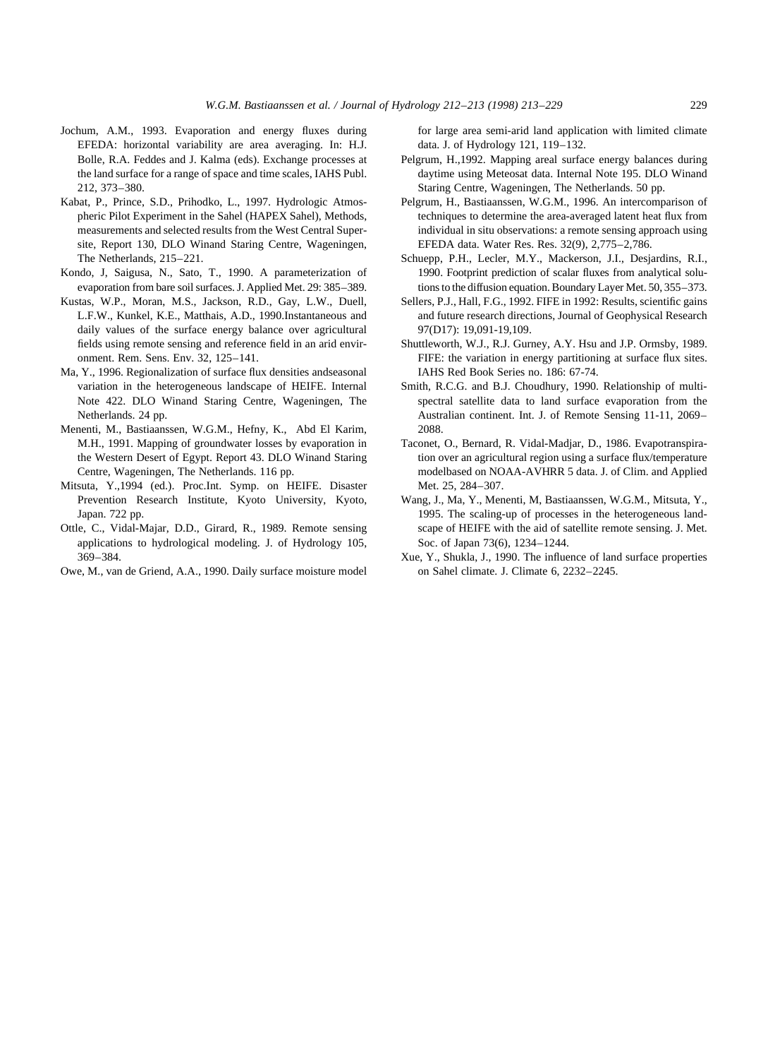Jochum, A.M., 1993. Evaporation and energy fluxes during EFEDA: horizontal variability are area averaging. In: H.J. Bolle, R.A. Feddes and J. Kalma (eds). Exchange processes at the land surface for a range of space and time scales, IAHS Publ. 212, 373–380.

Kabat, P., Prince, S.D., Prihodko, L., 1997. Hydrologic Atmospheric Pilot Experiment in the Sahel (HAPEX Sahel), Methods, measurements and selected results from the West Central Supersite, Report 130, DLO Winand Staring Centre, Wageningen, The Netherlands, 215–221.

Kondo, J, Saigusa, N., Sato, T., 1990. A parameterization of evaporation from bare soil surfaces. J. Applied Met. 29: 385–389.

Kustas, W.P., Moran, M.S., Jackson, R.D., Gay, L.W., Duell, L.F.W., Kunkel, K.E., Matthais, A.D., 1990.Instantaneous and daily values of the surface energy balance over agricultural fields using remote sensing and reference field in an arid environment. Rem. Sens. Env. 32, 125–141.

Ma, Y., 1996. Regionalization of surface flux densities andseasonal variation in the heterogeneous landscape of HEIFE. Internal Note 422. DLO Winand Staring Centre, Wageningen, The Netherlands. 24 pp.

Menenti, M., Bastiaanssen, W.G.M., Hefny, K., Abd El Karim, M.H., 1991. Mapping of groundwater losses by evaporation in the Western Desert of Egypt. Report 43. DLO Winand Staring Centre, Wageningen, The Netherlands. 116 pp.

Mitsuta, Y.,1994 (ed.). Proc.Int. Symp. on HEIFE. Disaster Prevention Research Institute, Kyoto University, Kyoto, Japan. 722 pp.

Ottle, C., Vidal-Majar, D.D., Girard, R., 1989. Remote sensing applications to hydrological modeling. J. of Hydrology 105, 369–384.

Owe, M., van de Griend, A.A., 1990. Daily surface moisture model for large area semi-arid land application with limited climate data. J. of Hydrology 121, 119–132.

Pelgrum, H.,1992. Mapping areal surface energy balances during daytime using Meteosat data. Internal Note 195. DLO Winand Staring Centre, Wageningen, The Netherlands. 50 pp.

Pelgrum, H., Bastiaanssen, W.G.M., 1996. An intercomparison of techniques to determine the area-averaged latent heat flux from individual in situ observations: a remote sensing approach using EFEDA data. Water Res. Res. 32(9), 2,775–2,786.

Schuepp, P.H., Lecler, M.Y., Mackerson, J.I., Desjardins, R.I., 1990. Footprint prediction of scalar fluxes from analytical solutions to the diffusion equation. Boundary Layer Met. 50, 355–373.

Sellers, P.J., Hall, F.G., 1992. FIFE in 1992: Results, scientific gains and future research directions, Journal of Geophysical Research 97(D17): 19,091-19,109.

Shuttleworth, W.J., R.J. Gurney, A.Y. Hsu and J.P. Ormsby, 1989. FIFE: the variation in energy partitioning at surface flux sites. IAHS Red Book Series no. 186: 67-74.

Smith, R.C.G. and B.J. Choudhury, 1990. Relationship of multispectral satellite data to land surface evaporation from the Australian continent. Int. J. of Remote Sensing 11-11, 2069–2088.

Taconet, O., Bernard, R. Vidal-Madjar, D., 1986. Evapotranspiration over an agricultural region using a surface flux/temperature modelbased on NOAA-AVHRR 5 data. J. of Clim. and Applied Met. 25, 284–307.

Wang, J., Ma, Y., Menenti, M, Bastiaanssen, W.G.M., Mitsuta, Y., 1995. The scaling-up of processes in the heterogeneous landscape of HEIFE with the aid of satellite remote sensing. J. Met. Soc. of Japan 73(6), 1234–1244.

Xue, Y., Shukla, J., 1990. The influence of land surface properties on Sahel climate. J. Climate 6, 2232–2245.